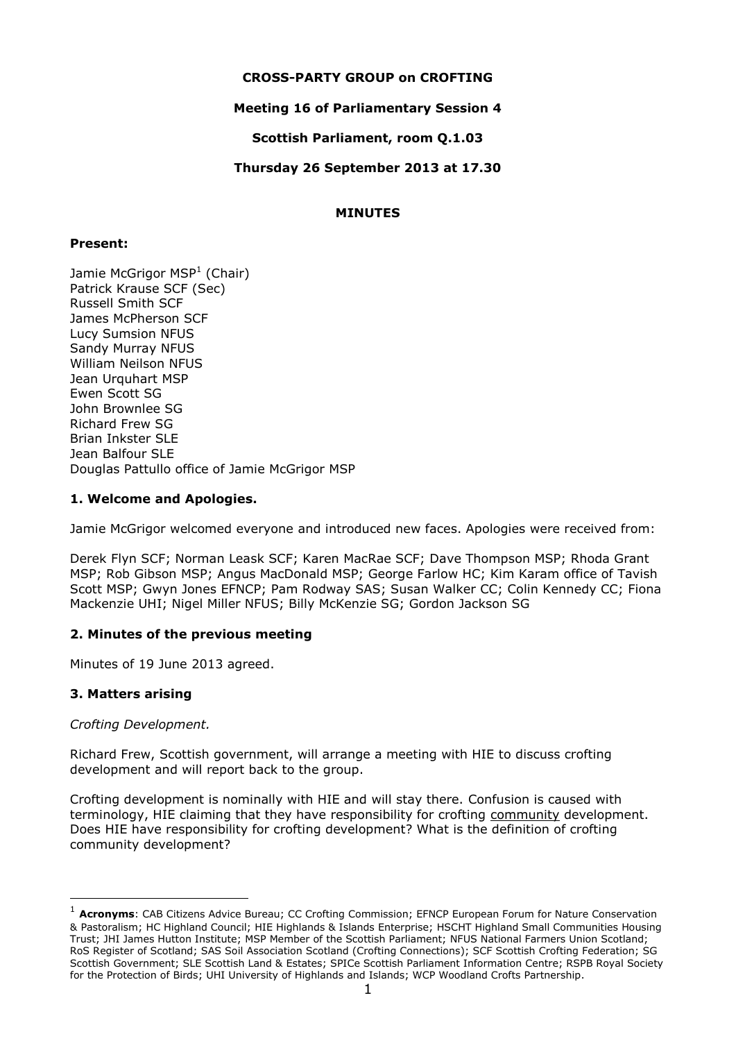**CROSS-PARTY GROUP on CROFTING**

**Meeting 16 of Parliamentary Session 4**

**Scottish Parliament, room Q.1.03**

**Thursday 26 September 2013 at 17.30**

**MINUTES**

**Present:**

Jamie McGrigor MSP[1] (Chair)
Patrick Krause SCF (Sec)
Russell Smith SCF
James McPherson SCF
Lucy Sumsion NFUS
Sandy Murray NFUS
William Neilson NFUS
Jean Urquhart MSP
Ewen Scott SG
John Brownlee SG
Richard Frew SG
Brian Inkster SLE
Jean Balfour SLE
Douglas Pattullo office of Jamie McGrigor MSP

## 1. Welcome and Apologies.

Jamie McGrigor welcomed everyone and introduced new faces. Apologies were received from:

Derek Flyn SCF; Norman Leask SCF; Karen MacRae SCF; Dave Thompson MSP; Rhoda Grant MSP; Rob Gibson MSP; Angus MacDonald MSP; George Farlow HC; Kim Karam office of Tavish Scott MSP; Gwyn Jones EFNCP; Pam Rodway SAS; Susan Walker CC; Colin Kennedy CC; Fiona Mackenzie UHI; Nigel Miller NFUS; Billy McKenzie SG; Gordon Jackson SG

## 2. Minutes of the previous meeting

Minutes of 19 June 2013 agreed.

## 3. Matters arising

*Crofting Development.*

Richard Frew, Scottish government, will arrange a meeting with HIE to discuss crofting development and will report back to the group.

Crofting development is nominally with HIE and will stay there. Confusion is caused with terminology, HIE claiming that they have responsibility for crofting community development. Does HIE have responsibility for crofting development? What is the definition of crofting community development?

---

[1] **Acronyms**: CAB Citizens Advice Bureau; CC Crofting Commission; EFNCP European Forum for Nature Conservation & Pastoralism; HC Highland Council; HIE Highlands & Islands Enterprise; HSCHT Highland Small Communities Housing Trust; JHI James Hutton Institute; MSP Member of the Scottish Parliament; NFUS National Farmers Union Scotland; RoS Register of Scotland; SAS Soil Association Scotland (Crofting Connections); SCF Scottish Crofting Federation; SG Scottish Government; SLE Scottish Land & Estates; SPICe Scottish Parliament Information Centre; RSPB Royal Society for the Protection of Birds; UHI University of Highlands and Islands; WCP Woodland Crofts Partnership.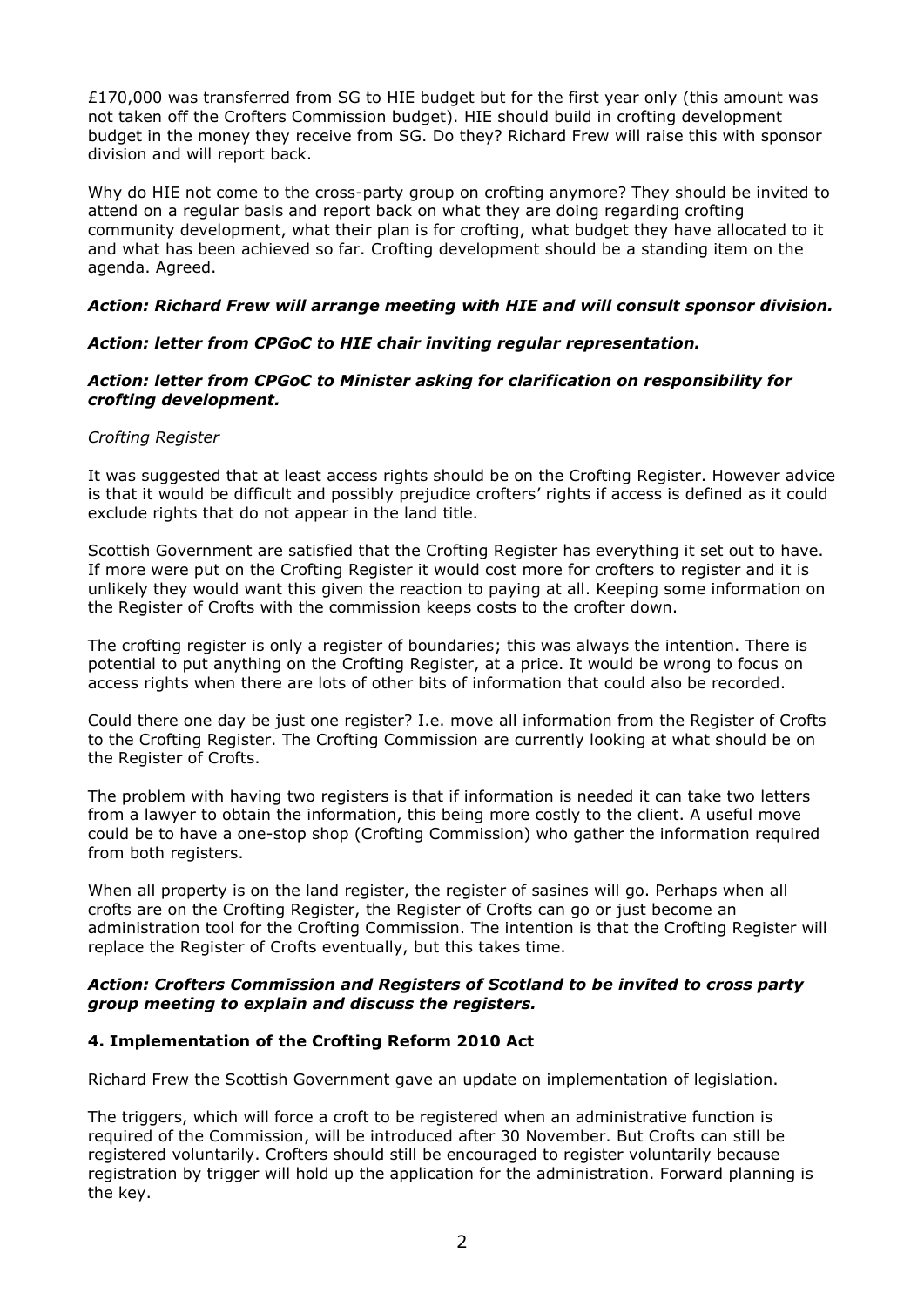£170,000 was transferred from SG to HIE budget but for the first year only (this amount was not taken off the Crofters Commission budget). HIE should build in crofting development budget in the money they receive from SG. Do they? Richard Frew will raise this with sponsor division and will report back.

Why do HIE not come to the cross-party group on crofting anymore? They should be invited to attend on a regular basis and report back on what they are doing regarding crofting community development, what their plan is for crofting, what budget they have allocated to it and what has been achieved so far. Crofting development should be a standing item on the agenda. Agreed.

***Action: Richard Frew will arrange meeting with HIE and will consult sponsor division.***

***Action: letter from CPGoC to HIE chair inviting regular representation.***

***Action: letter from CPGoC to Minister asking for clarification on responsibility for crofting development.***

*Crofting Register*

It was suggested that at least access rights should be on the Crofting Register. However advice is that it would be difficult and possibly prejudice crofters' rights if access is defined as it could exclude rights that do not appear in the land title.

Scottish Government are satisfied that the Crofting Register has everything it set out to have. If more were put on the Crofting Register it would cost more for crofters to register and it is unlikely they would want this given the reaction to paying at all. Keeping some information on the Register of Crofts with the commission keeps costs to the crofter down.

The crofting register is only a register of boundaries; this was always the intention. There is potential to put anything on the Crofting Register, at a price. It would be wrong to focus on access rights when there are lots of other bits of information that could also be recorded.

Could there one day be just one register? I.e. move all information from the Register of Crofts to the Crofting Register. The Crofting Commission are currently looking at what should be on the Register of Crofts.

The problem with having two registers is that if information is needed it can take two letters from a lawyer to obtain the information, this being more costly to the client. A useful move could be to have a one-stop shop (Crofting Commission) who gather the information required from both registers.

When all property is on the land register, the register of sasines will go. Perhaps when all crofts are on the Crofting Register, the Register of Crofts can go or just become an administration tool for the Crofting Commission. The intention is that the Crofting Register will replace the Register of Crofts eventually, but this takes time.

***Action: Crofters Commission and Registers of Scotland to be invited to cross party group meeting to explain and discuss the registers.***

**4. Implementation of the Crofting Reform 2010 Act**

Richard Frew the Scottish Government gave an update on implementation of legislation.

The triggers, which will force a croft to be registered when an administrative function is required of the Commission, will be introduced after 30 November. But Crofts can still be registered voluntarily. Crofters should still be encouraged to register voluntarily because registration by trigger will hold up the application for the administration. Forward planning is the key.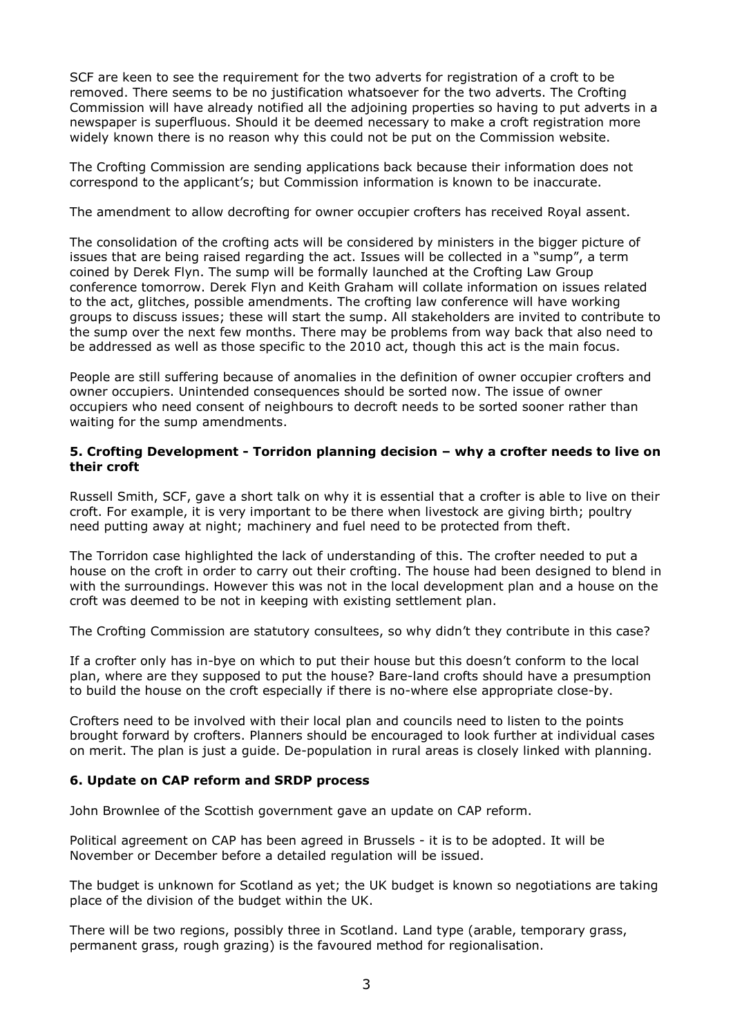SCF are keen to see the requirement for the two adverts for registration of a croft to be removed. There seems to be no justification whatsoever for the two adverts. The Crofting Commission will have already notified all the adjoining properties so having to put adverts in a newspaper is superfluous. Should it be deemed necessary to make a croft registration more widely known there is no reason why this could not be put on the Commission website.

The Crofting Commission are sending applications back because their information does not correspond to the applicant's; but Commission information is known to be inaccurate.

The amendment to allow decrofting for owner occupier crofters has received Royal assent.

The consolidation of the crofting acts will be considered by ministers in the bigger picture of issues that are being raised regarding the act. Issues will be collected in a "sump", a term coined by Derek Flyn. The sump will be formally launched at the Crofting Law Group conference tomorrow. Derek Flyn and Keith Graham will collate information on issues related to the act, glitches, possible amendments. The crofting law conference will have working groups to discuss issues; these will start the sump. All stakeholders are invited to contribute to the sump over the next few months. There may be problems from way back that also need to be addressed as well as those specific to the 2010 act, though this act is the main focus.

People are still suffering because of anomalies in the definition of owner occupier crofters and owner occupiers. Unintended consequences should be sorted now. The issue of owner occupiers who need consent of neighbours to decroft needs to be sorted sooner rather than waiting for the sump amendments.

**5. Crofting Development - Torridon planning decision – why a crofter needs to live on their croft**

Russell Smith, SCF, gave a short talk on why it is essential that a crofter is able to live on their croft. For example, it is very important to be there when livestock are giving birth; poultry need putting away at night; machinery and fuel need to be protected from theft.

The Torridon case highlighted the lack of understanding of this. The crofter needed to put a house on the croft in order to carry out their crofting. The house had been designed to blend in with the surroundings. However this was not in the local development plan and a house on the croft was deemed to be not in keeping with existing settlement plan.

The Crofting Commission are statutory consultees, so why didn't they contribute in this case?

If a crofter only has in-bye on which to put their house but this doesn't conform to the local plan, where are they supposed to put the house? Bare-land crofts should have a presumption to build the house on the croft especially if there is no-where else appropriate close-by.

Crofters need to be involved with their local plan and councils need to listen to the points brought forward by crofters. Planners should be encouraged to look further at individual cases on merit. The plan is just a guide. De-population in rural areas is closely linked with planning.

**6. Update on CAP reform and SRDP process**

John Brownlee of the Scottish government gave an update on CAP reform.

Political agreement on CAP has been agreed in Brussels - it is to be adopted. It will be November or December before a detailed regulation will be issued.

The budget is unknown for Scotland as yet; the UK budget is known so negotiations are taking place of the division of the budget within the UK.

There will be two regions, possibly three in Scotland. Land type (arable, temporary grass, permanent grass, rough grazing) is the favoured method for regionalisation.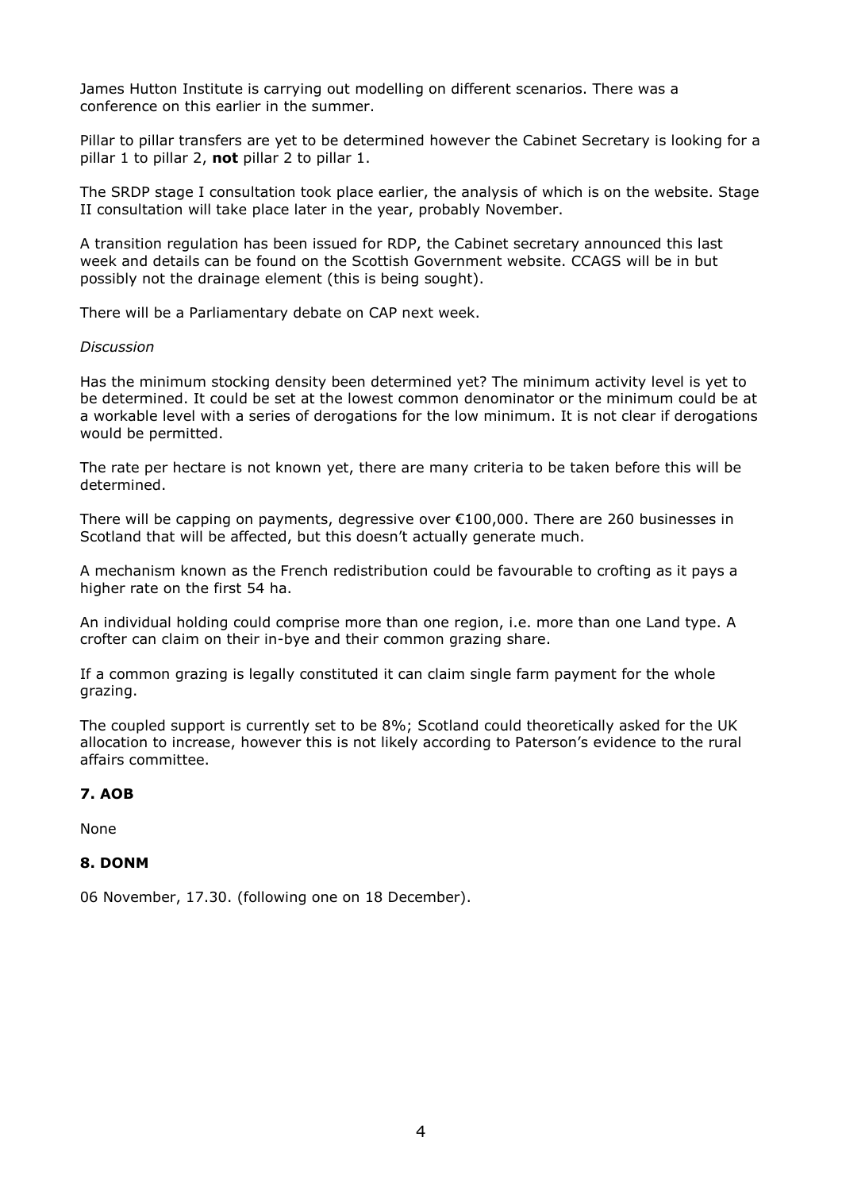James Hutton Institute is carrying out modelling on different scenarios. There was a conference on this earlier in the summer.

Pillar to pillar transfers are yet to be determined however the Cabinet Secretary is looking for a pillar 1 to pillar 2, **not** pillar 2 to pillar 1.

The SRDP stage I consultation took place earlier, the analysis of which is on the website. Stage II consultation will take place later in the year, probably November.

A transition regulation has been issued for RDP, the Cabinet secretary announced this last week and details can be found on the Scottish Government website. CCAGS will be in but possibly not the drainage element (this is being sought).

There will be a Parliamentary debate on CAP next week.

*Discussion*

Has the minimum stocking density been determined yet? The minimum activity level is yet to be determined. It could be set at the lowest common denominator or the minimum could be at a workable level with a series of derogations for the low minimum. It is not clear if derogations would be permitted.

The rate per hectare is not known yet, there are many criteria to be taken before this will be determined.

There will be capping on payments, degressive over €100,000. There are 260 businesses in Scotland that will be affected, but this doesn't actually generate much.

A mechanism known as the French redistribution could be favourable to crofting as it pays a higher rate on the first 54 ha.

An individual holding could comprise more than one region, i.e. more than one Land type. A crofter can claim on their in-bye and their common grazing share.

If a common grazing is legally constituted it can claim single farm payment for the whole grazing.

The coupled support is currently set to be 8%; Scotland could theoretically asked for the UK allocation to increase, however this is not likely according to Paterson's evidence to the rural affairs committee.

### 7. AOB

None

### 8. DONM

06 November, 17.30. (following one on 18 December).